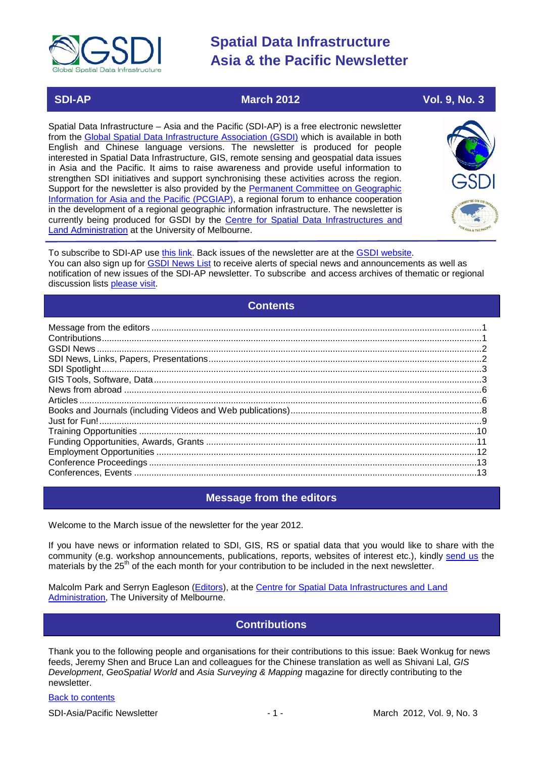# Spatial Data Infrastructure Asia & the Pacific Newsletter

**SDI-AP** | **March 2012** | **Vol. 9, No. 3**

Spatial Data Infrastructure – Asia and the Pacific (SDI-AP) is a free electronic newsletter from the Global Spatial Data Infrastructure Association (GSDI) which is available in both English and Chinese language versions. The newsletter is produced for people interested in Spatial Data Infrastructure, GIS, remote sensing and geospatial data issues in Asia and the Pacific. It aims to raise awareness and provide useful information to strengthen SDI initiatives and support synchronising these activities across the region. Support for the newsletter is also provided by the Permanent Committee on Geographic Information for Asia and the Pacific (PCGIAP), a regional forum to enhance cooperation in the development of a regional geographic information infrastructure. The newsletter is currently being produced for GSDI by the Centre for Spatial Data Infrastructures and Land Administration at the University of Melbourne.

To subscribe to SDI-AP use this link. Back issues of the newsletter are at the GSDI website.
You can also sign up for GSDI News List to receive alerts of special news and announcements as well as notification of new issues of the SDI-AP newsletter. To subscribe and access archives of thematic or regional discussion lists please visit.

## Contents

- Message from the editors ....1
- Contributions ....1
- GSDI News ....2
- SDI News, Links, Papers, Presentations ....2
- SDI Spotlight ....3
- GIS Tools, Software, Data ....3
- News from abroad ....6
- Articles ....6
- Books and Journals (including Videos and Web publications) ....8
- Just for Fun! ....9
- Training Opportunities ....10
- Funding Opportunities, Awards, Grants ....11
- Employment Opportunities ....12
- Conference Proceedings ....13
- Conferences, Events ....13

## Message from the editors

Welcome to the March issue of the newsletter for the year 2012.

If you have news or information related to SDI, GIS, RS or spatial data that you would like to share with the community (e.g. workshop announcements, publications, reports, websites of interest etc.), kindly send us the materials by the 25th of the each month for your contribution to be included in the next newsletter.

Malcolm Park and Serryn Eagleson (Editors), at the Centre for Spatial Data Infrastructures and Land Administration, The University of Melbourne.

## Contributions

Thank you to the following people and organisations for their contributions to this issue: Baek Wonkug for news feeds, Jeremy Shen and Bruce Lan and colleagues for the Chinese translation as well as Shivani Lal, *GIS Development*, *GeoSpatial World* and *Asia Surveying & Mapping* magazine for directly contributing to the newsletter.

Back to contents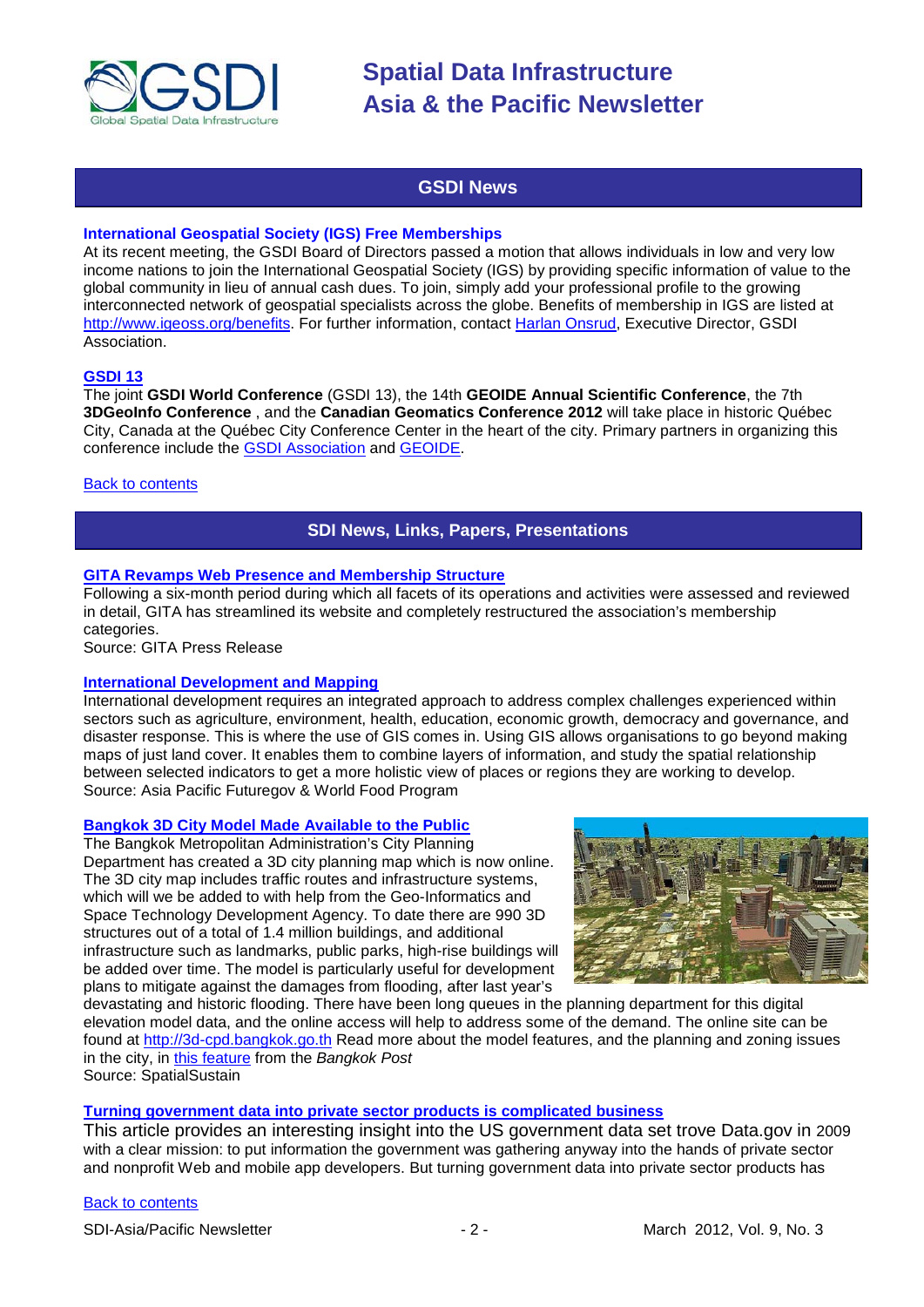## GSDI News

### International Geospatial Society (IGS) Free Memberships

At its recent meeting, the GSDI Board of Directors passed a motion that allows individuals in low and very low income nations to join the International Geospatial Society (IGS) by providing specific information of value to the global community in lieu of annual cash dues. To join, simply add your professional profile to the growing interconnected network of geospatial specialists across the globe. Benefits of membership in IGS are listed at http://www.igeoss.org/benefits. For further information, contact Harlan Onsrud, Executive Director, GSDI Association.

### GSDI 13

The joint **GSDI World Conference** (GSDI 13), the 14th **GEOIDE Annual Scientific Conference**, the 7th **3DGeoInfo Conference** , and the **Canadian Geomatics Conference 2012** will take place in historic Québec City, Canada at the Québec City Conference Center in the heart of the city. Primary partners in organizing this conference include the GSDI Association and GEOIDE.

Back to contents

## SDI News, Links, Papers, Presentations

### GITA Revamps Web Presence and Membership Structure

Following a six-month period during which all facets of its operations and activities were assessed and reviewed in detail, GITA has streamlined its website and completely restructured the association's membership categories.
Source: GITA Press Release

### International Development and Mapping

International development requires an integrated approach to address complex challenges experienced within sectors such as agriculture, environment, health, education, economic growth, democracy and governance, and disaster response. This is where the use of GIS comes in. Using GIS allows organisations to go beyond making maps of just land cover. It enables them to combine layers of information, and study the spatial relationship between selected indicators to get a more holistic view of places or regions they are working to develop.
Source: Asia Pacific Futuregov & World Food Program

### Bangkok 3D City Model Made Available to the Public

The Bangkok Metropolitan Administration's City Planning Department has created a 3D city planning map which is now online. The 3D city map includes traffic routes and infrastructure systems, which will we be added to with help from the Geo-Informatics and Space Technology Development Agency. To date there are 990 3D structures out of a total of 1.4 million buildings, and additional infrastructure such as landmarks, public parks, high-rise buildings will be added over time. The model is particularly useful for development plans to mitigate against the damages from flooding, after last year's devastating and historic flooding. There have been long queues in the planning department for this digital elevation model data, and the online access will help to address some of the demand. The online site can be found at http://3d-cpd.bangkok.go.th Read more about the model features, and the planning and zoning issues in the city, in this feature from the *Bangkok Post*
Source: SpatialSustain

### Turning government data into private sector products is complicated business

This article provides an interesting insight into the US government data set trove Data.gov in 2009 with a clear mission: to put information the government was gathering anyway into the hands of private sector and nonprofit Web and mobile app developers. But turning government data into private sector products has

Back to contents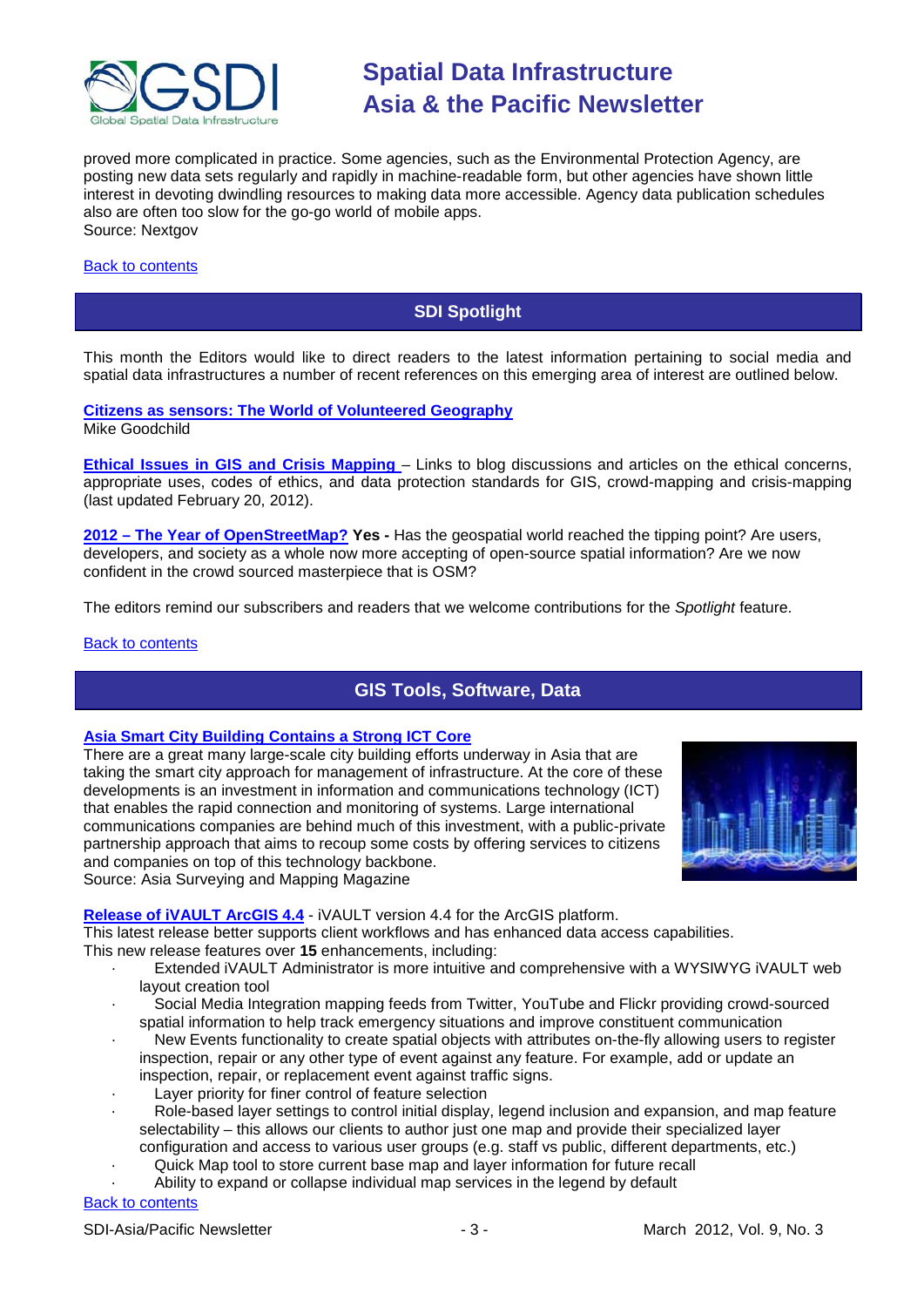proved more complicated in practice. Some agencies, such as the Environmental Protection Agency, are posting new data sets regularly and rapidly in machine-readable form, but other agencies have shown little interest in devoting dwindling resources to making data more accessible. Agency data publication schedules also are often too slow for the go-go world of mobile apps.
Source: Nextgov

Back to contents

## SDI Spotlight

This month the Editors would like to direct readers to the latest information pertaining to social media and spatial data infrastructures a number of recent references on this emerging area of interest are outlined below.

**Citizens as sensors: The World of Volunteered Geography**
Mike Goodchild

**Ethical Issues in GIS and Crisis Mapping** – Links to blog discussions and articles on the ethical concerns, appropriate uses, codes of ethics, and data protection standards for GIS, crowd-mapping and crisis-mapping (last updated February 20, 2012).

**2012 – The Year of OpenStreetMap? Yes -** Has the geospatial world reached the tipping point? Are users, developers, and society as a whole now more accepting of open-source spatial information? Are we now confident in the crowd sourced masterpiece that is OSM?

The editors remind our subscribers and readers that we welcome contributions for the *Spotlight* feature.

Back to contents

## GIS Tools, Software, Data

**Asia Smart City Building Contains a Strong ICT Core**
There are a great many large-scale city building efforts underway in Asia that are taking the smart city approach for management of infrastructure. At the core of these developments is an investment in information and communications technology (ICT) that enables the rapid connection and monitoring of systems. Large international communications companies are behind much of this investment, with a public-private partnership approach that aims to recoup some costs by offering services to citizens and companies on top of this technology backbone.
Source: Asia Surveying and Mapping Magazine

**Release of iVAULT ArcGIS 4.4** - iVAULT version 4.4 for the ArcGIS platform.
This latest release better supports client workflows and has enhanced data access capabilities.
This new release features over **15** enhancements, including:

- Extended iVAULT Administrator is more intuitive and comprehensive with a WYSIWYG iVAULT web layout creation tool
- Social Media Integration mapping feeds from Twitter, YouTube and Flickr providing crowd-sourced spatial information to help track emergency situations and improve constituent communication
- New Events functionality to create spatial objects with attributes on-the-fly allowing users to register inspection, repair or any other type of event against any feature. For example, add or update an inspection, repair, or replacement event against traffic signs.
- Layer priority for finer control of feature selection
- Role-based layer settings to control initial display, legend inclusion and expansion, and map feature selectability – this allows our clients to author just one map and provide their specialized layer configuration and access to various user groups (e.g. staff vs public, different departments, etc.)
- Quick Map tool to store current base map and layer information for future recall
- Ability to expand or collapse individual map services in the legend by default

Back to contents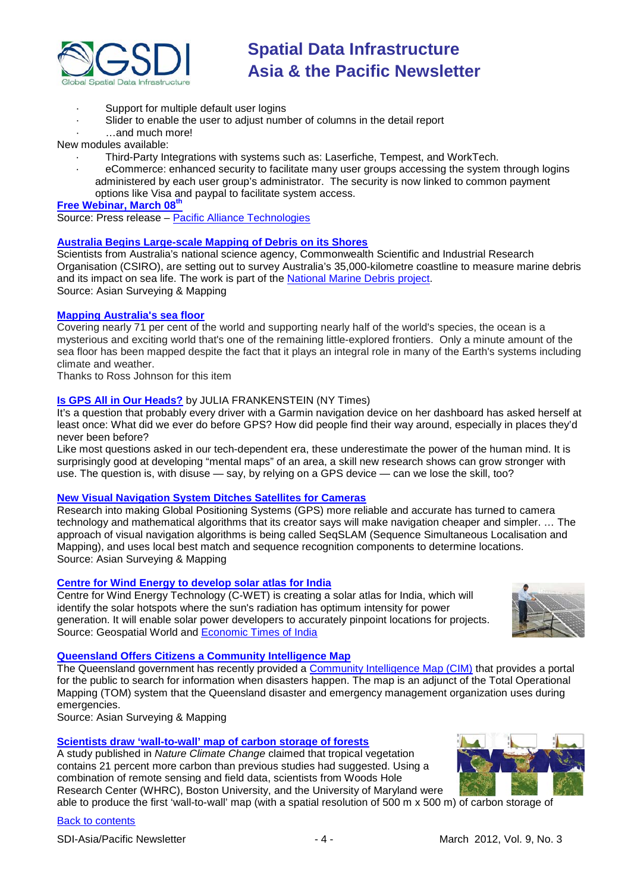- Support for multiple default user logins
- Slider to enable the user to adjust number of columns in the detail report
- …and much more!

New modules available:

- Third-Party Integrations with systems such as: Laserfiche, Tempest, and WorkTech.
- eCommerce: enhanced security to facilitate many user groups accessing the system through logins administered by each user group's administrator. The security is now linked to common payment options like Visa and paypal to facilitate system access.

**Free Webinar, March 08th**

Source: Press release – Pacific Alliance Technologies

**Australia Begins Large-scale Mapping of Debris on its Shores**

Scientists from Australia's national science agency, Commonwealth Scientific and Industrial Research Organisation (CSIRO), are setting out to survey Australia's 35,000-kilometre coastline to measure marine debris and its impact on sea life. The work is part of the National Marine Debris project.
Source: Asian Surveying & Mapping

**Mapping Australia's sea floor**

Covering nearly 71 per cent of the world and supporting nearly half of the world's species, the ocean is a mysterious and exciting world that's one of the remaining little-explored frontiers. Only a minute amount of the sea floor has been mapped despite the fact that it plays an integral role in many of the Earth's systems including climate and weather.
Thanks to Ross Johnson for this item

**Is GPS All in Our Heads?** by JULIA FRANKENSTEIN (NY Times)

It's a question that probably every driver with a Garmin navigation device on her dashboard has asked herself at least once: What did we ever do before GPS? How did people find their way around, especially in places they'd never been before?
Like most questions asked in our tech-dependent era, these underestimate the power of the human mind. It is surprisingly good at developing "mental maps" of an area, a skill new research shows can grow stronger with use. The question is, with disuse — say, by relying on a GPS device — can we lose the skill, too?

**New Visual Navigation System Ditches Satellites for Cameras**

Research into making Global Positioning Systems (GPS) more reliable and accurate has turned to camera technology and mathematical algorithms that its creator says will make navigation cheaper and simpler. … The approach of visual navigation algorithms is being called SeqSLAM (Sequence Simultaneous Localisation and Mapping), and uses local best match and sequence recognition components to determine locations.
Source: Asian Surveying & Mapping

**Centre for Wind Energy to develop solar atlas for India**

Centre for Wind Energy Technology (C-WET) is creating a solar atlas for India, which will identify the solar hotspots where the sun's radiation has optimum intensity for power generation. It will enable solar power developers to accurately pinpoint locations for projects.
Source: Geospatial World and Economic Times of India

**Queensland Offers Citizens a Community Intelligence Map**

The Queensland government has recently provided a Community Intelligence Map (CIM) that provides a portal for the public to search for information when disasters happen. The map is an adjunct of the Total Operational Mapping (TOM) system that the Queensland disaster and emergency management organization uses during emergencies.
Source: Asian Surveying & Mapping

**Scientists draw 'wall-to-wall' map of carbon storage of forests**

A study published in *Nature Climate Change* claimed that tropical vegetation contains 21 percent more carbon than previous studies had suggested. Using a combination of remote sensing and field data, scientists from Woods Hole Research Center (WHRC), Boston University, and the University of Maryland were able to produce the first 'wall-to-wall' map (with a spatial resolution of 500 m x 500 m) of carbon storage of

Back to contents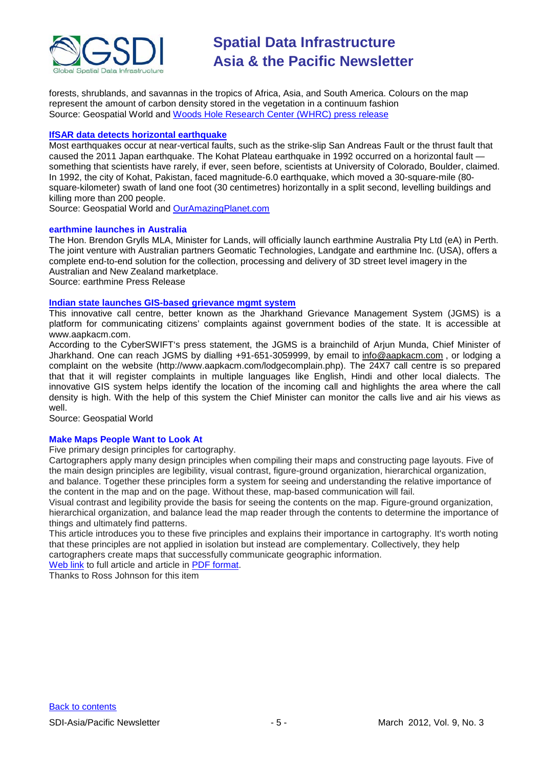forests, shrublands, and savannas in the tropics of Africa, Asia, and South America. Colours on the map represent the amount of carbon density stored in the vegetation in a continuum fashion
Source: Geospatial World and Woods Hole Research Center (WHRC) press release

### IfSAR data detects horizontal earthquake

Most earthquakes occur at near-vertical faults, such as the strike-slip San Andreas Fault or the thrust fault that caused the 2011 Japan earthquake. The Kohat Plateau earthquake in 1992 occurred on a horizontal fault — something that scientists have rarely, if ever, seen before, scientists at University of Colorado, Boulder, claimed. In 1992, the city of Kohat, Pakistan, faced magnitude-6.0 earthquake, which moved a 30-square-mile (80-square-kilometer) swath of land one foot (30 centimetres) horizontally in a split second, levelling buildings and killing more than 200 people.
Source: Geospatial World and OurAmazingPlanet.com

### earthmine launches in Australia

The Hon. Brendon Grylls MLA, Minister for Lands, will officially launch earthmine Australia Pty Ltd (eA) in Perth. The joint venture with Australian partners Geomatic Technologies, Landgate and earthmine Inc. (USA), offers a complete end-to-end solution for the collection, processing and delivery of 3D street level imagery in the Australian and New Zealand marketplace.
Source: earthmine Press Release

### Indian state launches GIS-based grievance mgmt system

This innovative call centre, better known as the Jharkhand Grievance Management System (JGMS) is a platform for communicating citizens' complaints against government bodies of the state. It is accessible at www.aapkacm.com.
According to the CyberSWIFT's press statement, the JGMS is a brainchild of Arjun Munda, Chief Minister of Jharkhand. One can reach JGMS by dialling +91-651-3059999, by email to info@aapkacm.com , or lodging a complaint on the website (http://www.aapkacm.com/lodgecomplain.php). The 24X7 call centre is so prepared that that it will register complaints in multiple languages like English, Hindi and other local dialects. The innovative GIS system helps identify the location of the incoming call and highlights the area where the call density is high. With the help of this system the Chief Minister can monitor the calls live and air his views as well.
Source: Geospatial World

### Make Maps People Want to Look At

Five primary design principles for cartography.
Cartographers apply many design principles when compiling their maps and constructing page layouts. Five of the main design principles are legibility, visual contrast, figure-ground organization, hierarchical organization, and balance. Together these principles form a system for seeing and understanding the relative importance of the content in the map and on the page. Without these, map-based communication will fail.
Visual contrast and legibility provide the basis for seeing the contents on the map. Figure-ground organization, hierarchical organization, and balance lead the map reader through the contents to determine the importance of things and ultimately find patterns.
This article introduces you to these five principles and explains their importance in cartography. It's worth noting that these principles are not applied in isolation but instead are complementary. Collectively, they help cartographers create maps that successfully communicate geographic information.
Web link to full article and article in PDF format.
Thanks to Ross Johnson for this item

Back to contents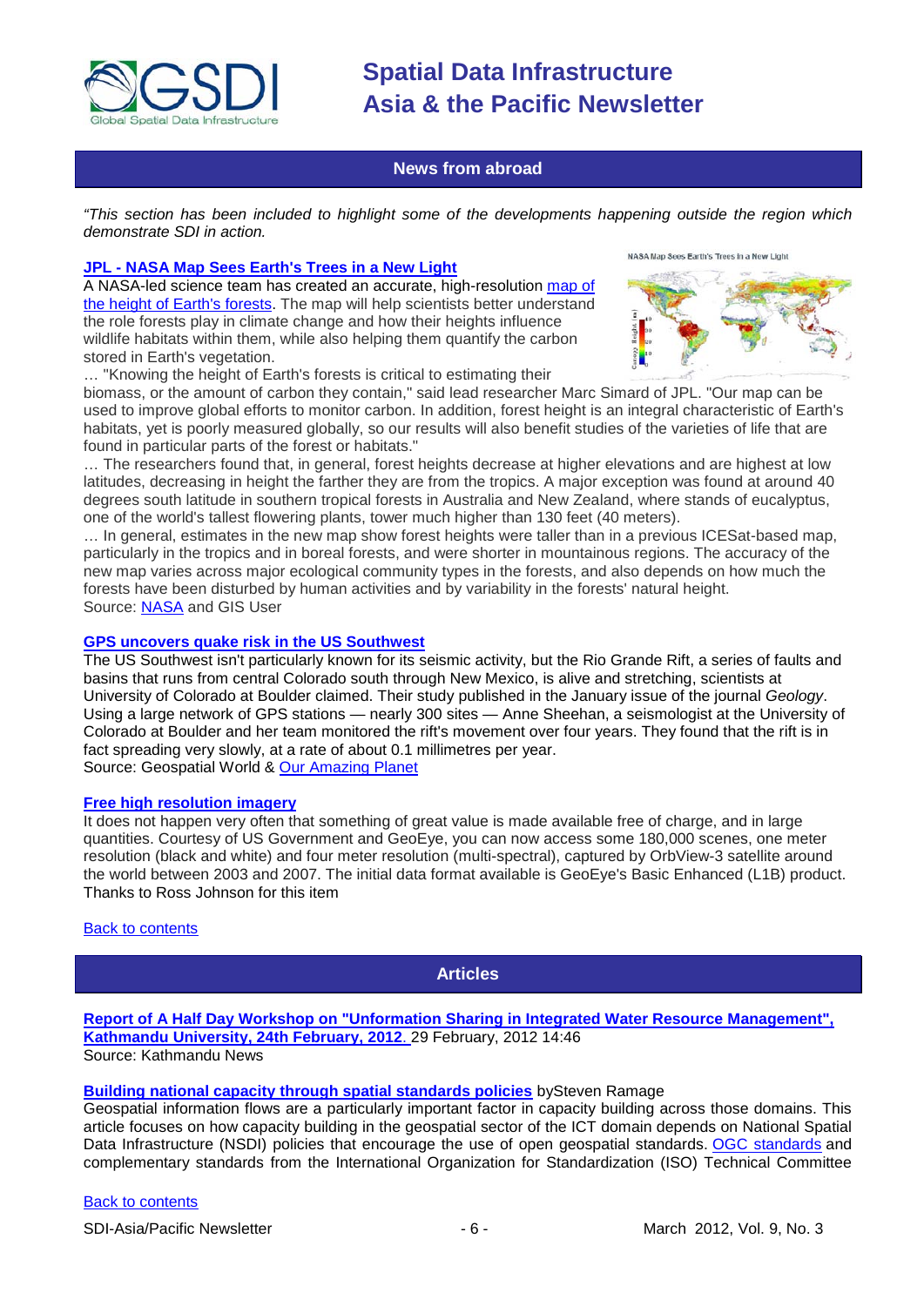## News from abroad

*"This section has been included to highlight some of the developments happening outside the region which demonstrate SDI in action.*

### JPL - NASA Map Sees Earth's Trees in a New Light

A NASA-led science team has created an accurate, high-resolution map of the height of Earth's forests. The map will help scientists better understand the role forests play in climate change and how their heights influence wildlife habitats within them, while also helping them quantify the carbon stored in Earth's vegetation.

… "Knowing the height of Earth's forests is critical to estimating their biomass, or the amount of carbon they contain," said lead researcher Marc Simard of JPL. "Our map can be used to improve global efforts to monitor carbon. In addition, forest height is an integral characteristic of Earth's habitats, yet is poorly measured globally, so our results will also benefit studies of the varieties of life that are found in particular parts of the forest or habitats."

… The researchers found that, in general, forest heights decrease at higher elevations and are highest at low latitudes, decreasing in height the farther they are from the tropics. A major exception was found at around 40 degrees south latitude in southern tropical forests in Australia and New Zealand, where stands of eucalyptus, one of the world's tallest flowering plants, tower much higher than 130 feet (40 meters).

… In general, estimates in the new map show forest heights were taller than in a previous ICESat-based map, particularly in the tropics and in boreal forests, and were shorter in mountainous regions. The accuracy of the new map varies across major ecological community types in the forests, and also depends on how much the forests have been disturbed by human activities and by variability in the forests' natural height.

Source: NASA and GIS User

### GPS uncovers quake risk in the US Southwest

The US Southwest isn't particularly known for its seismic activity, but the Rio Grande Rift, a series of faults and basins that runs from central Colorado south through New Mexico, is alive and stretching, scientists at University of Colorado at Boulder claimed. Their study published in the January issue of the journal *Geology*. Using a large network of GPS stations — nearly 300 sites — Anne Sheehan, a seismologist at the University of Colorado at Boulder and her team monitored the rift's movement over four years. They found that the rift is in fact spreading very slowly, at a rate of about 0.1 millimetres per year.

Source: Geospatial World & Our Amazing Planet

### Free high resolution imagery

It does not happen very often that something of great value is made available free of charge, and in large quantities. Courtesy of US Government and GeoEye, you can now access some 180,000 scenes, one meter resolution (black and white) and four meter resolution (multi-spectral), captured by OrbView-3 satellite around the world between 2003 and 2007. The initial data format available is GeoEye's Basic Enhanced (L1B) product. Thanks to Ross Johnson for this item

Back to contents

## Articles

**Report of A Half Day Workshop on "Unformation Sharing in Integrated Water Resource Management", Kathmandu University, 24th February, 2012.** 29 February, 2012 14:46

Source: Kathmandu News

**Building national capacity through spatial standards policies** bySteven Ramage

Geospatial information flows are a particularly important factor in capacity building across those domains. This article focuses on how capacity building in the geospatial sector of the ICT domain depends on National Spatial Data Infrastructure (NSDI) policies that encourage the use of open geospatial standards. OGC standards and complementary standards from the International Organization for Standardization (ISO) Technical Committee

Back to contents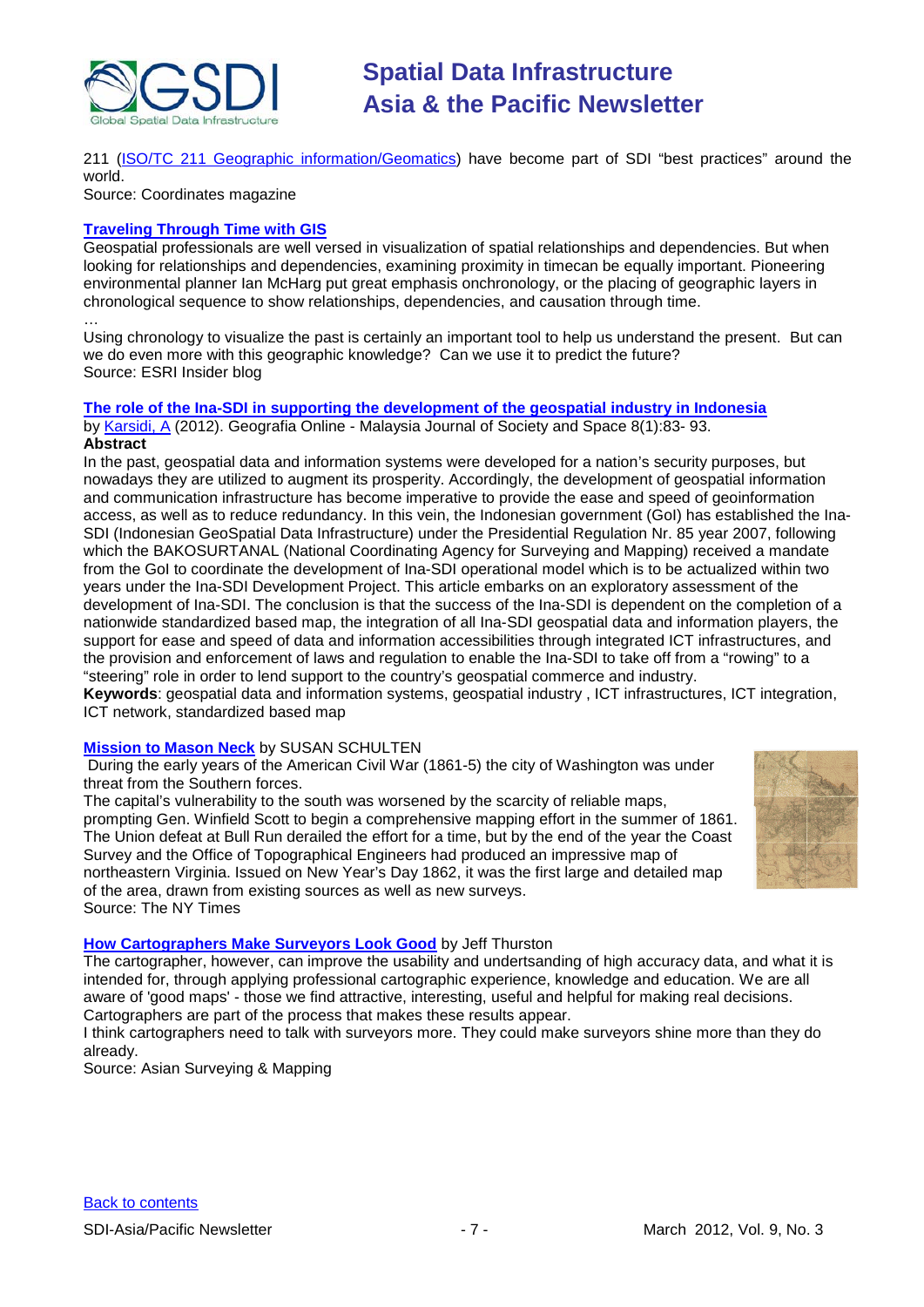211 (ISO/TC 211 Geographic information/Geomatics) have become part of SDI "best practices" around the world.
Source: Coordinates magazine

**Traveling Through Time with GIS**

Geospatial professionals are well versed in visualization of spatial relationships and dependencies. But when looking for relationships and dependencies, examining proximity in timecan be equally important. Pioneering environmental planner Ian McHarg put great emphasis onchronology, or the placing of geographic layers in chronological sequence to show relationships, dependencies, and causation through time.

…

Using chronology to visualize the past is certainly an important tool to help us understand the present. But can we do even more with this geographic knowledge? Can we use it to predict the future?
Source: ESRI Insider blog

**The role of the Ina-SDI in supporting the development of the geospatial industry in Indonesia**

by Karsidi, A (2012). Geografia Online - Malaysia Journal of Society and Space 8(1):83- 93.

**Abstract**

In the past, geospatial data and information systems were developed for a nation's security purposes, but nowadays they are utilized to augment its prosperity. Accordingly, the development of geospatial information and communication infrastructure has become imperative to provide the ease and speed of geoinformation access, as well as to reduce redundancy. In this vein, the Indonesian government (GoI) has established the Ina-SDI (Indonesian GeoSpatial Data Infrastructure) under the Presidential Regulation Nr. 85 year 2007, following which the BAKOSURTANAL (National Coordinating Agency for Surveying and Mapping) received a mandate from the GoI to coordinate the development of Ina-SDI operational model which is to be actualized within two years under the Ina-SDI Development Project. This article embarks on an exploratory assessment of the development of Ina-SDI. The conclusion is that the success of the Ina-SDI is dependent on the completion of a nationwide standardized based map, the integration of all Ina-SDI geospatial data and information players, the support for ease and speed of data and information accessibilities through integrated ICT infrastructures, and the provision and enforcement of laws and regulation to enable the Ina-SDI to take off from a "rowing" to a "steering" role in order to lend support to the country's geospatial commerce and industry.

**Keywords**: geospatial data and information systems, geospatial industry , ICT infrastructures, ICT integration, ICT network, standardized based map

**Mission to Mason Neck** by SUSAN SCHULTEN

During the early years of the American Civil War (1861-5) the city of Washington was under threat from the Southern forces.

The capital's vulnerability to the south was worsened by the scarcity of reliable maps, prompting Gen. Winfield Scott to begin a comprehensive mapping effort in the summer of 1861. The Union defeat at Bull Run derailed the effort for a time, but by the end of the year the Coast Survey and the Office of Topographical Engineers had produced an impressive map of northeastern Virginia. Issued on New Year's Day 1862, it was the first large and detailed map of the area, drawn from existing sources as well as new surveys.
Source: The NY Times

**How Cartographers Make Surveyors Look Good** by Jeff Thurston

The cartographer, however, can improve the usability and undertsanding of high accuracy data, and what it is intended for, through applying professional cartographic experience, knowledge and education. We are all aware of 'good maps' - those we find attractive, interesting, useful and helpful for making real decisions. Cartographers are part of the process that makes these results appear.

I think cartographers need to talk with surveyors more. They could make surveyors shine more than they do already.
Source: Asian Surveying & Mapping

Back to contents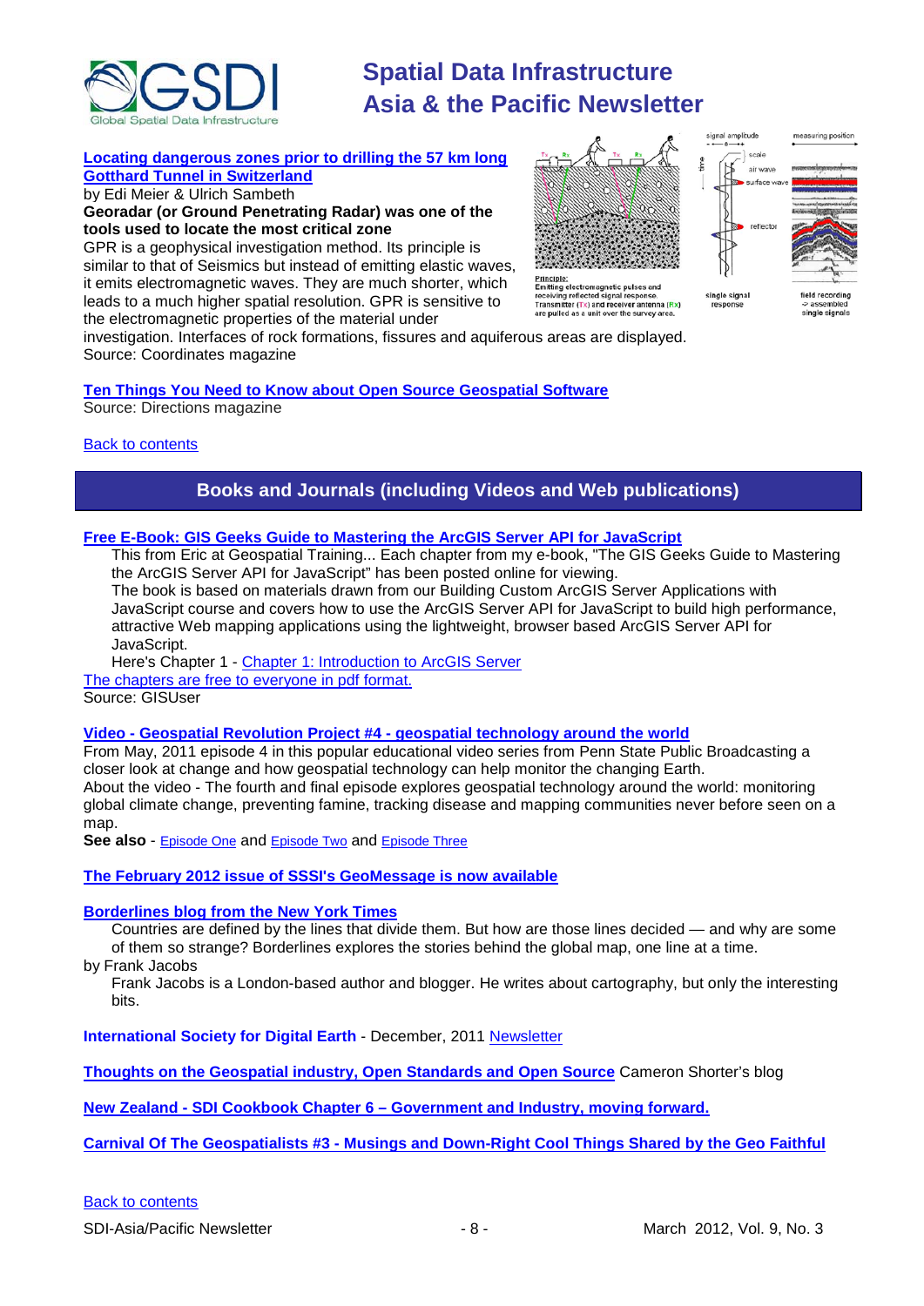**Locating dangerous zones prior to drilling the 57 km long Gotthard Tunnel in Switzerland**

by Edi Meier & Ulrich Sambeth

**Georadar (or Ground Penetrating Radar) was one of the tools used to locate the most critical zone**

GPR is a geophysical investigation method. Its principle is similar to that of Seismics but instead of emitting elastic waves, it emits electromagnetic waves. They are much shorter, which leads to a much higher spatial resolution. GPR is sensitive to the electromagnetic properties of the material under investigation. Interfaces of rock formations, fissures and aquiferous areas are displayed.

Source: Coordinates magazine

**Ten Things You Need to Know about Open Source Geospatial Software**

Source: Directions magazine

Back to contents

## Books and Journals (including Videos and Web publications)

**Free E-Book: GIS Geeks Guide to Mastering the ArcGIS Server API for JavaScript**

This from Eric at Geospatial Training... Each chapter from my e-book, "The GIS Geeks Guide to Mastering the ArcGIS Server API for JavaScript" has been posted online for viewing.

The book is based on materials drawn from our Building Custom ArcGIS Server Applications with JavaScript course and covers how to use the ArcGIS Server API for JavaScript to build high performance, attractive Web mapping applications using the lightweight, browser based ArcGIS Server API for JavaScript.

Here's Chapter 1 - Chapter 1: Introduction to ArcGIS Server

The chapters are free to everyone in pdf format.

Source: GISUser

**Video - Geospatial Revolution Project #4 - geospatial technology around the world**

From May, 2011 episode 4 in this popular educational video series from Penn State Public Broadcasting a closer look at change and how geospatial technology can help monitor the changing Earth.

About the video - The fourth and final episode explores geospatial technology around the world: monitoring global climate change, preventing famine, tracking disease and mapping communities never before seen on a map.

**See also** - Episode One and Episode Two and Episode Three

**The February 2012 issue of SSSI's GeoMessage is now available**

**Borderlines blog from the New York Times**

Countries are defined by the lines that divide them. But how are those lines decided — and why are some of them so strange? Borderlines explores the stories behind the global map, one line at a time.

by Frank Jacobs

Frank Jacobs is a London-based author and blogger. He writes about cartography, but only the interesting bits.

**International Society for Digital Earth** - December, 2011 Newsletter

**Thoughts on the Geospatial industry, Open Standards and Open Source** Cameron Shorter's blog

**New Zealand - SDI Cookbook Chapter 6 – Government and Industry, moving forward.**

**Carnival Of The Geospatialists #3 - Musings and Down-Right Cool Things Shared by the Geo Faithful**

Back to contents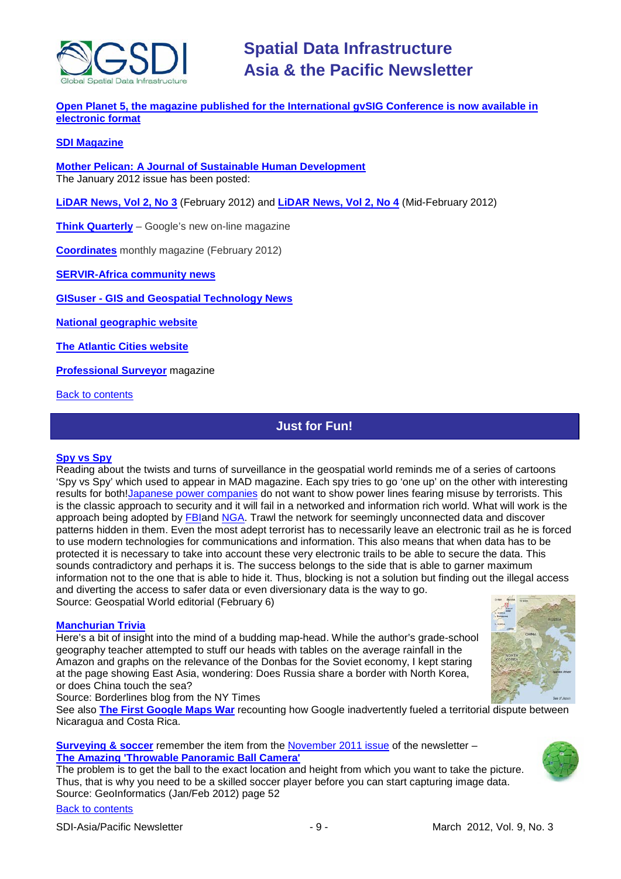**Open Planet 5, the magazine published for the International gvSIG Conference is now available in electronic format**

**SDI Magazine**

**Mother Pelican: A Journal of Sustainable Human Development**
The January 2012 issue has been posted:

**LiDAR News, Vol 2, No 3** (February 2012) and **LiDAR News, Vol 2, No 4** (Mid-February 2012)

**Think Quarterly** – Google's new on-line magazine

**Coordinates** monthly magazine (February 2012)

**SERVIR-Africa community news**

**GISuser - GIS and Geospatial Technology News**

**National geographic website**

**The Atlantic Cities website**

**Professional Surveyor** magazine

Back to contents

## Just for Fun!

**Spy vs Spy**
Reading about the twists and turns of surveillance in the geospatial world reminds me of a series of cartoons 'Spy vs Spy' which used to appear in MAD magazine. Each spy tries to go 'one up' on the other with interesting results for both! Japanese power companies do not want to show power lines fearing misuse by terrorists. This is the classic approach to security and it will fail in a networked and information rich world. What will work is the approach being adopted by FBI and NGA. Trawl the network for seemingly unconnected data and discover patterns hidden in them. Even the most adept terrorist has to necessarily leave an electronic trail as he is forced to use modern technologies for communications and information. This also means that when data has to be protected it is necessary to take into account these very electronic trails to be able to secure the data. This sounds contradictory and perhaps it is. The success belongs to the side that is able to garner maximum information not to the one that is able to hide it. Thus, blocking is not a solution but finding out the illegal access and diverting the access to safer data or even diversionary data is the way to go.
Source: Geospatial World editorial (February 6)

**Manchurian Trivia**
Here's a bit of insight into the mind of a budding map-head. While the author's grade-school geography teacher attempted to stuff our heads with tables on the average rainfall in the Amazon and graphs on the relevance of the Donbas for the Soviet economy, I kept staring at the page showing East Asia, wondering: Does Russia share a border with North Korea, or does China touch the sea?
Source: Borderlines blog from the NY Times
See also **The First Google Maps War** recounting how Google inadvertently fueled a territorial dispute between Nicaragua and Costa Rica.

**Surveying & soccer** remember the item from the November 2011 issue of the newsletter –
**The Amazing 'Throwable Panoramic Ball Camera'**
The problem is to get the ball to the exact location and height from which you want to take the picture. Thus, that is why you need to be a skilled soccer player before you can start capturing image data.
Source: GeoInformatics (Jan/Feb 2012) page 52

Back to contents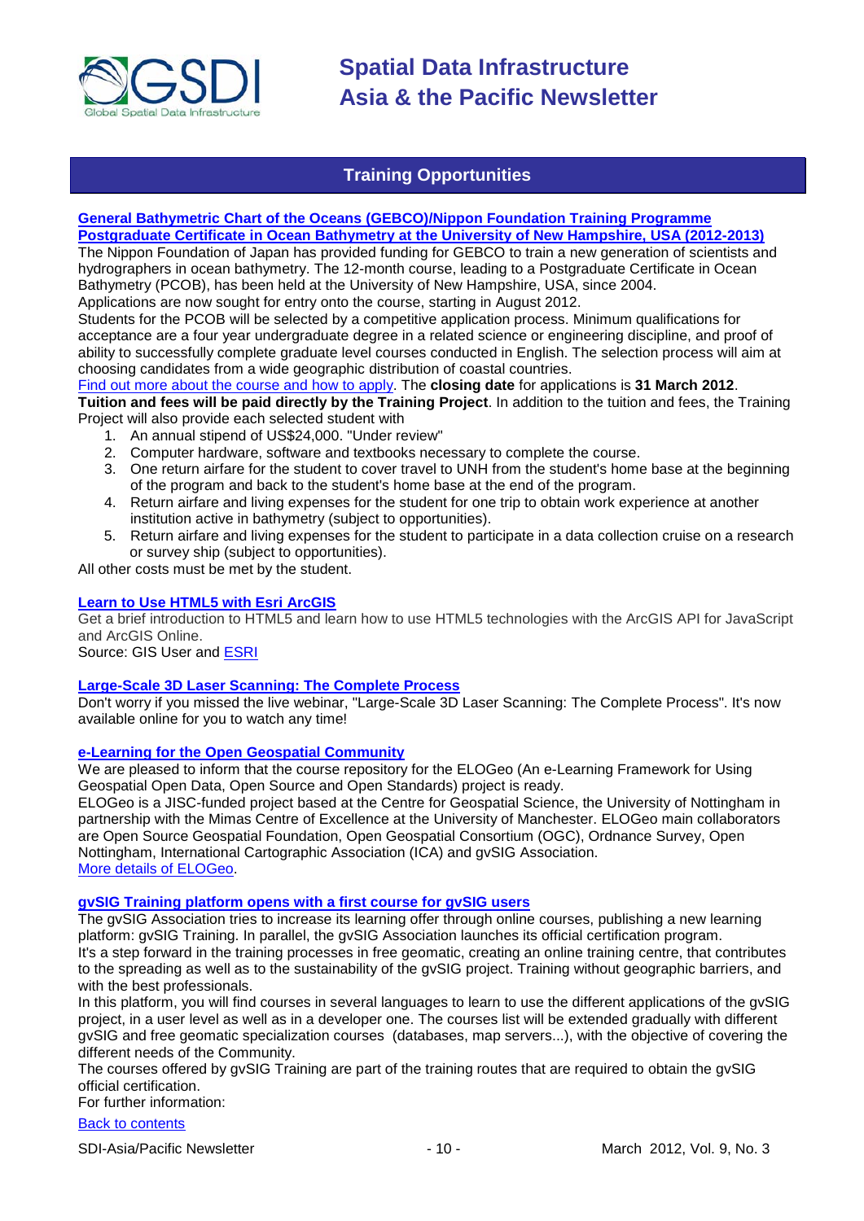## Training Opportunities

**General Bathymetric Chart of the Oceans (GEBCO)/Nippon Foundation Training Programme Postgraduate Certificate in Ocean Bathymetry at the University of New Hampshire, USA (2012-2013)**

The Nippon Foundation of Japan has provided funding for GEBCO to train a new generation of scientists and hydrographers in ocean bathymetry. The 12-month course, leading to a Postgraduate Certificate in Ocean Bathymetry (PCOB), has been held at the University of New Hampshire, USA, since 2004.

Applications are now sought for entry onto the course, starting in August 2012.

Students for the PCOB will be selected by a competitive application process. Minimum qualifications for acceptance are a four year undergraduate degree in a related science or engineering discipline, and proof of ability to successfully complete graduate level courses conducted in English. The selection process will aim at choosing candidates from a wide geographic distribution of coastal countries.

Find out more about the course and how to apply. The **closing date** for applications is **31 March 2012**.

**Tuition and fees will be paid directly by the Training Project**. In addition to the tuition and fees, the Training Project will also provide each selected student with

1. An annual stipend of US$24,000. "Under review"
2. Computer hardware, software and textbooks necessary to complete the course.
3. One return airfare for the student to cover travel to UNH from the student's home base at the beginning of the program and back to the student's home base at the end of the program.
4. Return airfare and living expenses for the student for one trip to obtain work experience at another institution active in bathymetry (subject to opportunities).
5. Return airfare and living expenses for the student to participate in a data collection cruise on a research or survey ship (subject to opportunities).

All other costs must be met by the student.

**Learn to Use HTML5 with Esri ArcGIS**

Get a brief introduction to HTML5 and learn how to use HTML5 technologies with the ArcGIS API for JavaScript and ArcGIS Online.

Source: GIS User and ESRI

**Large-Scale 3D Laser Scanning: The Complete Process**

Don't worry if you missed the live webinar, "Large-Scale 3D Laser Scanning: The Complete Process". It's now available online for you to watch any time!

**e-Learning for the Open Geospatial Community**

We are pleased to inform that the course repository for the ELOGeo (An e-Learning Framework for Using Geospatial Open Data, Open Source and Open Standards) project is ready.

ELOGeo is a JISC-funded project based at the Centre for Geospatial Science, the University of Nottingham in partnership with the Mimas Centre of Excellence at the University of Manchester. ELOGeo main collaborators are Open Source Geospatial Foundation, Open Geospatial Consortium (OGC), Ordnance Survey, Open Nottingham, International Cartographic Association (ICA) and gvSIG Association.

More details of ELOGeo.

**gvSIG Training platform opens with a first course for gvSIG users**

The gvSIG Association tries to increase its learning offer through online courses, publishing a new learning platform: gvSIG Training. In parallel, the gvSIG Association launches its official certification program.

It's a step forward in the training processes in free geomatic, creating an online training centre, that contributes to the spreading as well as to the sustainability of the gvSIG project. Training without geographic barriers, and with the best professionals.

In this platform, you will find courses in several languages to learn to use the different applications of the gvSIG project, in a user level as well as in a developer one. The courses list will be extended gradually with different gvSIG and free geomatic specialization courses (databases, map servers...), with the objective of covering the different needs of the Community.

The courses offered by gvSIG Training are part of the training routes that are required to obtain the gvSIG official certification.

For further information:

Back to contents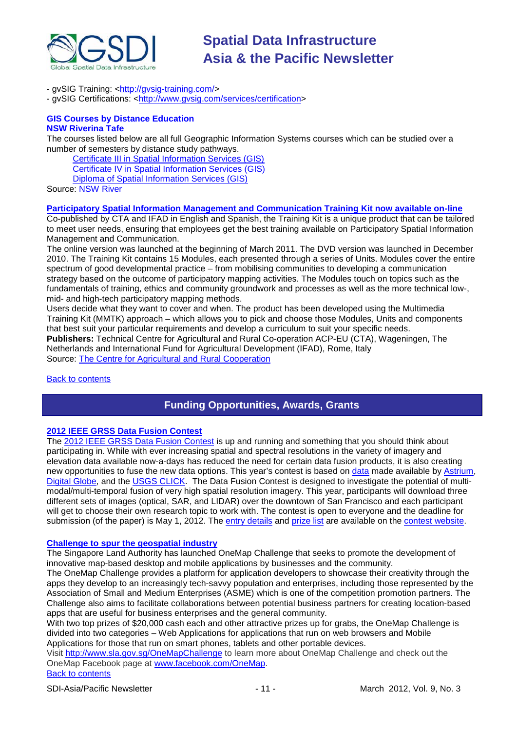- gvSIG Training: <http://gvsig-training.com/>
- gvSIG Certifications: <http://www.gvsig.com/services/certification>

### GIS Courses by Distance Education
### NSW Riverina Tafe

The courses listed below are all full Geographic Information Systems courses which can be studied over a number of semesters by distance study pathways.

- Certificate III in Spatial Information Services (GIS)
- Certificate IV in Spatial Information Services (GIS)
- Diploma of Spatial Information Services (GIS)

Source: NSW River

### Participatory Spatial Information Management and Communication Training Kit now available on-line

Co-published by CTA and IFAD in English and Spanish, the Training Kit is a unique product that can be tailored to meet user needs, ensuring that employees get the best training available on Participatory Spatial Information Management and Communication.

The online version was launched at the beginning of March 2011. The DVD version was launched in December 2010. The Training Kit contains 15 Modules, each presented through a series of Units. Modules cover the entire spectrum of good developmental practice – from mobilising communities to developing a communication strategy based on the outcome of participatory mapping activities. The Modules touch on topics such as the fundamentals of training, ethics and community groundwork and processes as well as the more technical low-, mid- and high-tech participatory mapping methods.

Users decide what they want to cover and when. The product has been developed using the Multimedia Training Kit (MMTK) approach – which allows you to pick and choose those Modules, Units and components that best suit your particular requirements and develop a curriculum to suit your specific needs.

**Publishers:** Technical Centre for Agricultural and Rural Co-operation ACP-EU (CTA), Wageningen, The Netherlands and International Fund for Agricultural Development (IFAD), Rome, Italy

Source: The Centre for Agricultural and Rural Cooperation

Back to contents

## Funding Opportunities, Awards, Grants

### 2012 IEEE GRSS Data Fusion Contest

The 2012 IEEE GRSS Data Fusion Contest is up and running and something that you should think about participating in. While with ever increasing spatial and spectral resolutions in the variety of imagery and elevation data available now-a-days has reduced the need for certain data fusion products, it is also creating new opportunities to fuse the new data options. This year's contest is based on data made available by Astrium, Digital Globe, and the USGS CLICK. The Data Fusion Contest is designed to investigate the potential of multi-modal/multi-temporal fusion of very high spatial resolution imagery. This year, participants will download three different sets of images (optical, SAR, and LIDAR) over the downtown of San Francisco and each participant will get to choose their own research topic to work with. The contest is open to everyone and the deadline for submission (of the paper) is May 1, 2012. The entry details and prize list are available on the contest website.

### Challenge to spur the geospatial industry

The Singapore Land Authority has launched OneMap Challenge that seeks to promote the development of innovative map-based desktop and mobile applications by businesses and the community.

The OneMap Challenge provides a platform for application developers to showcase their creativity through the apps they develop to an increasingly tech-savvy population and enterprises, including those represented by the Association of Small and Medium Enterprises (ASME) which is one of the competition promotion partners. The Challenge also aims to facilitate collaborations between potential business partners for creating location-based apps that are useful for business enterprises and the general community.

With two top prizes of $20,000 cash each and other attractive prizes up for grabs, the OneMap Challenge is divided into two categories – Web Applications for applications that run on web browsers and Mobile Applications for those that run on smart phones, tablets and other portable devices.

Visit http://www.sla.gov.sg/OneMapChallenge to learn more about OneMap Challenge and check out the OneMap Facebook page at www.facebook.com/OneMap.

Back to contents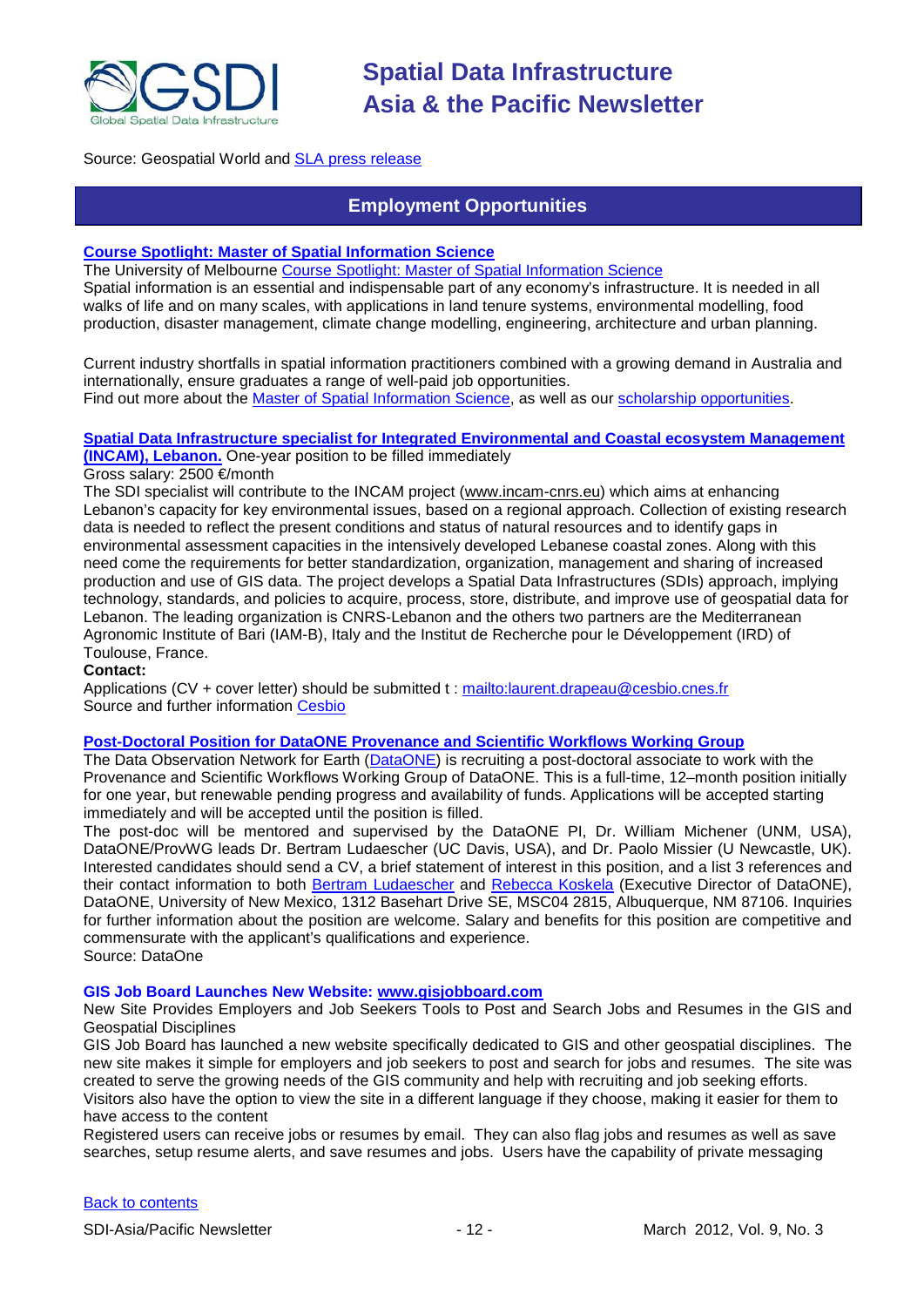Source: Geospatial World and SLA press release

## Employment Opportunities

### Course Spotlight: Master of Spatial Information Science

The University of Melbourne Course Spotlight: Master of Spatial Information Science

Spatial information is an essential and indispensable part of any economy's infrastructure. It is needed in all walks of life and on many scales, with applications in land tenure systems, environmental modelling, food production, disaster management, climate change modelling, engineering, architecture and urban planning.

Current industry shortfalls in spatial information practitioners combined with a growing demand in Australia and internationally, ensure graduates a range of well-paid job opportunities.
Find out more about the Master of Spatial Information Science, as well as our scholarship opportunities.

### Spatial Data Infrastructure specialist for Integrated Environmental and Coastal ecosystem Management (INCAM), Lebanon.

One-year position to be filled immediately
Gross salary: 2500 €/month

The SDI specialist will contribute to the INCAM project (www.incam-cnrs.eu) which aims at enhancing Lebanon's capacity for key environmental issues, based on a regional approach. Collection of existing research data is needed to reflect the present conditions and status of natural resources and to identify gaps in environmental assessment capacities in the intensively developed Lebanese coastal zones. Along with this need come the requirements for better standardization, organization, management and sharing of increased production and use of GIS data. The project develops a Spatial Data Infrastructures (SDIs) approach, implying technology, standards, and policies to acquire, process, store, distribute, and improve use of geospatial data for Lebanon. The leading organization is CNRS-Lebanon and the others two partners are the Mediterranean Agronomic Institute of Bari (IAM-B), Italy and the Institut de Recherche pour le Développement (IRD) of Toulouse, France.

**Contact:**
Applications (CV + cover letter) should be submitted t : mailto:laurent.drapeau@cesbio.cnes.fr
Source and further information Cesbio

### Post-Doctoral Position for DataONE Provenance and Scientific Workflows Working Group

The Data Observation Network for Earth (DataONE) is recruiting a post-doctoral associate to work with the Provenance and Scientific Workflows Working Group of DataONE. This is a full-time, 12–month position initially for one year, but renewable pending progress and availability of funds. Applications will be accepted starting immediately and will be accepted until the position is filled.

The post-doc will be mentored and supervised by the DataONE PI, Dr. William Michener (UNM, USA), DataONE/ProvWG leads Dr. Bertram Ludaescher (UC Davis, USA), and Dr. Paolo Missier (U Newcastle, UK). Interested candidates should send a CV, a brief statement of interest in this position, and a list 3 references and their contact information to both Bertram Ludaescher and Rebecca Koskela (Executive Director of DataONE), DataONE, University of New Mexico, 1312 Basehart Drive SE, MSC04 2815, Albuquerque, NM 87106. Inquiries for further information about the position are welcome. Salary and benefits for this position are competitive and commensurate with the applicant's qualifications and experience.
Source: DataOne

### GIS Job Board Launches New Website: www.gisjobboard.com

New Site Provides Employers and Job Seekers Tools to Post and Search Jobs and Resumes in the GIS and Geospatial Disciplines

GIS Job Board has launched a new website specifically dedicated to GIS and other geospatial disciplines. The new site makes it simple for employers and job seekers to post and search for jobs and resumes. The site was created to serve the growing needs of the GIS community and help with recruiting and job seeking efforts. Visitors also have the option to view the site in a different language if they choose, making it easier for them to have access to the content

Registered users can receive jobs or resumes by email. They can also flag jobs and resumes as well as save searches, setup resume alerts, and save resumes and jobs. Users have the capability of private messaging

Back to contents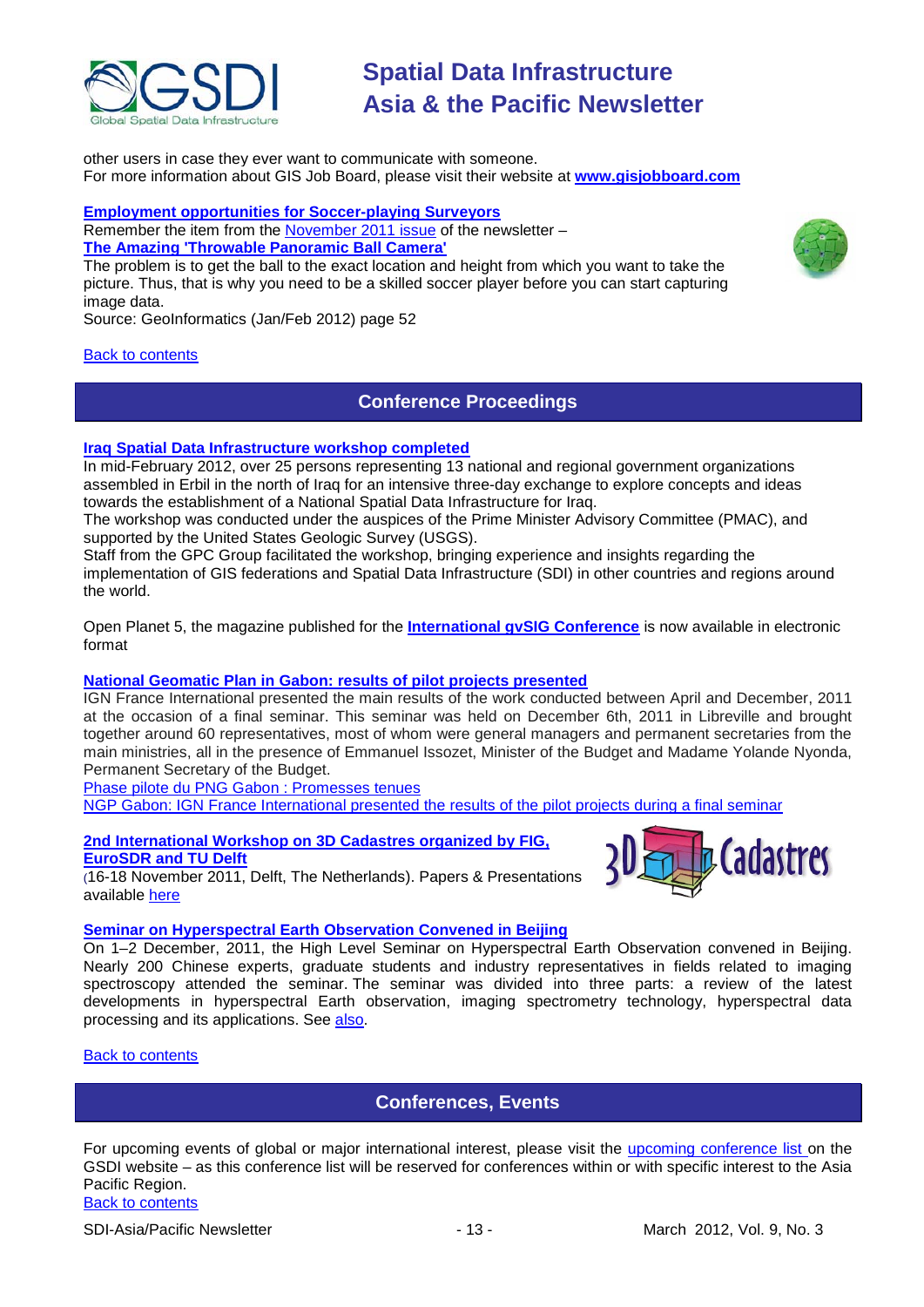other users in case they ever want to communicate with someone.
For more information about GIS Job Board, please visit their website at **www.gisjobboard.com**

**Employment opportunities for Soccer-playing Surveyors**
Remember the item from the November 2011 issue of the newsletter –
**The Amazing 'Throwable Panoramic Ball Camera'**
The problem is to get the ball to the exact location and height from which you want to take the picture. Thus, that is why you need to be a skilled soccer player before you can start capturing image data.
Source: GeoInformatics (Jan/Feb 2012) page 52

Back to contents

## Conference Proceedings

**Iraq Spatial Data Infrastructure workshop completed**
In mid-February 2012, over 25 persons representing 13 national and regional government organizations assembled in Erbil in the north of Iraq for an intensive three-day exchange to explore concepts and ideas towards the establishment of a National Spatial Data Infrastructure for Iraq.
The workshop was conducted under the auspices of the Prime Minister Advisory Committee (PMAC), and supported by the United States Geologic Survey (USGS).
Staff from the GPC Group facilitated the workshop, bringing experience and insights regarding the implementation of GIS federations and Spatial Data Infrastructure (SDI) in other countries and regions around the world.

Open Planet 5, the magazine published for the **International gvSIG Conference** is now available in electronic format

**National Geomatic Plan in Gabon: results of pilot projects presented**
IGN France International presented the main results of the work conducted between April and December, 2011 at the occasion of a final seminar. This seminar was held on December 6th, 2011 in Libreville and brought together around 60 representatives, most of whom were general managers and permanent secretaries from the main ministries, all in the presence of Emmanuel Issozet, Minister of the Budget and Madame Yolande Nyonda, Permanent Secretary of the Budget.
Phase pilote du PNG Gabon : Promesses tenues
NGP Gabon: IGN France International presented the results of the pilot projects during a final seminar

**2nd International Workshop on 3D Cadastres organized by FIG, EuroSDR and TU Delft**
(16-18 November 2011, Delft, The Netherlands). Papers & Presentations available here

**Seminar on Hyperspectral Earth Observation Convened in Beijing**
On 1–2 December, 2011, the High Level Seminar on Hyperspectral Earth Observation convened in Beijing. Nearly 200 Chinese experts, graduate students and industry representatives in fields related to imaging spectroscopy attended the seminar. The seminar was divided into three parts: a review of the latest developments in hyperspectral Earth observation, imaging spectrometry technology, hyperspectral data processing and its applications. See also.

Back to contents

## Conferences, Events

For upcoming events of global or major international interest, please visit the upcoming conference list on the GSDI website – as this conference list will be reserved for conferences within or with specific interest to the Asia Pacific Region.
Back to contents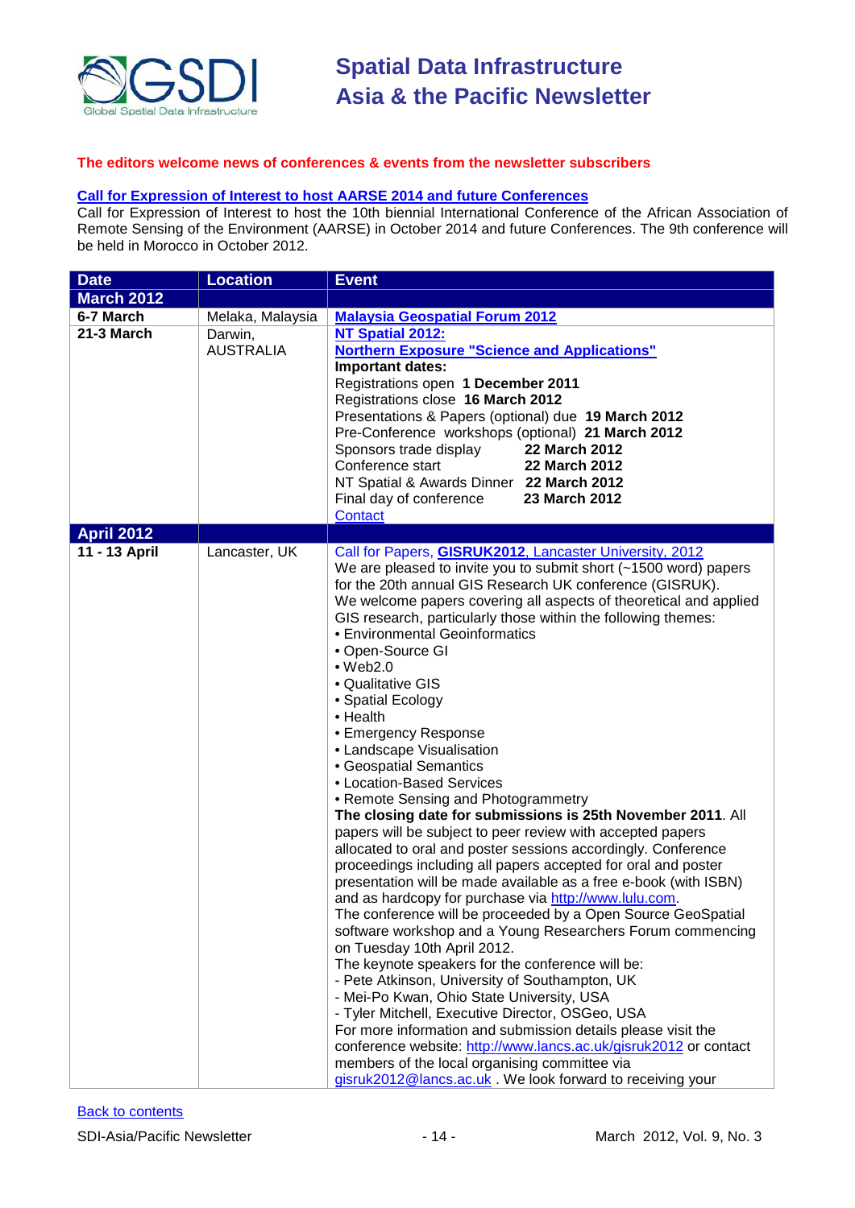**The editors welcome news of conferences & events from the newsletter subscribers**

**Call for Expression of Interest to host AARSE 2014 and future Conferences**

Call for Expression of Interest to host the 10th biennial International Conference of the African Association of Remote Sensing of the Environment (AARSE) in October 2014 and future Conferences. The 9th conference will be held in Morocco in October 2012.

| Date | Location | Event |
|---|---|---|
| **March 2012** | | |
| **6-7 March** | Melaka, Malaysia | **Malaysia Geospatial Forum 2012** |
| **21-3 March** | Darwin, AUSTRALIA | **NT Spatial 2012:** <br> **Northern Exposure "Science and Applications"** <br> **Important dates:** <br> Registrations open **1 December 2011** <br> Registrations close **16 March 2012** <br> Presentations & Papers (optional) due **19 March 2012** <br> Pre-Conference workshops (optional) **21 March 2012** <br> Sponsors trade display **22 March 2012** <br> Conference start **22 March 2012** <br> NT Spatial & Awards Dinner **22 March 2012** <br> Final day of conference **23 March 2012** <br> Contact |
| **April 2012** | | |
| **11 - 13 April** | Lancaster, UK | Call for Papers, **GISRUK2012**, Lancaster University, 2012 <br> We are pleased to invite you to submit short (~1500 word) papers for the 20th annual GIS Research UK conference (GISRUK). We welcome papers covering all aspects of theoretical and applied GIS research, particularly those within the following themes: <br> • Environmental Geoinformatics <br> • Open-Source GI <br> • Web2.0 <br> • Qualitative GIS <br> • Spatial Ecology <br> • Health <br> • Emergency Response <br> • Landscape Visualisation <br> • Geospatial Semantics <br> • Location-Based Services <br> • Remote Sensing and Photogrammetry <br> **The closing date for submissions is 25th November 2011**. All papers will be subject to peer review with accepted papers allocated to oral and poster sessions accordingly. Conference proceedings including all papers accepted for oral and poster presentation will be made available as a free e-book (with ISBN) and as hardcopy for purchase via http://www.lulu.com. <br> The conference will be proceeded by a Open Source GeoSpatial software workshop and a Young Researchers Forum commencing on Tuesday 10th April 2012. <br> The keynote speakers for the conference will be: <br> - Pete Atkinson, University of Southampton, UK <br> - Mei-Po Kwan, Ohio State University, USA <br> - Tyler Mitchell, Executive Director, OSGeo, USA <br> For more information and submission details please visit the conference website: http://www.lancs.ac.uk/gisruk2012 or contact members of the local organising committee via gisruk2012@lancs.ac.uk . We look forward to receiving your |

Back to contents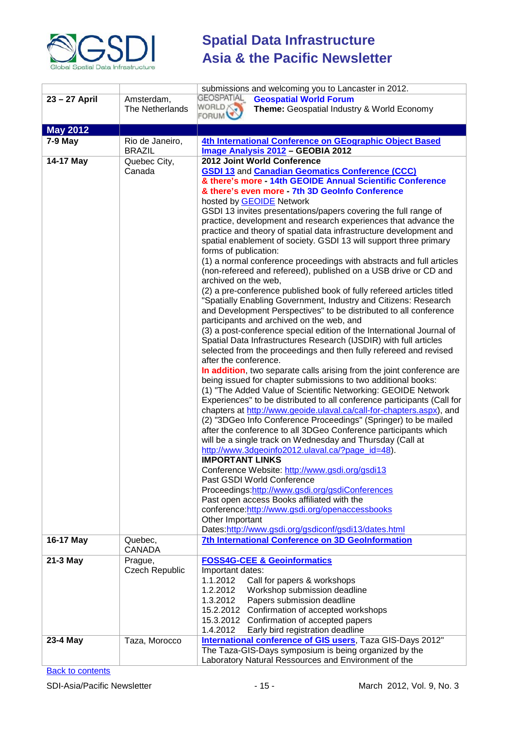| | | |
|---|---|---|
| | | submissions and welcoming you to Lancaster in 2012. |
| **23 – 27 April** | Amsterdam, The Netherlands | **Geospatial World Forum**<br>**Theme:** Geospatial Industry & World Economy |
| **May 2012** | | |
| **7-9 May** | Rio de Janeiro, BRAZIL | **4th International Conference on GEographic Object Based Image Analysis 2012 – GEOBIA 2012** |
| **14-17 May** | Quebec City, Canada | **2012 Joint World Conference**<br>**GSDI 13** and **Canadian Geomatics Conference (CCC)**<br>**& there's more - 14th GEOIDE Annual Scientific Conference**<br>**& there's even more - 7th 3D GeoInfo Conference**<br>hosted by GEOIDE Network<br>GSDI 13 invites presentations/papers covering the full range of practice, development and research experiences that advance the practice and theory of spatial data infrastructure development and spatial enablement of society. GSDI 13 will support three primary forms of publication:<br>(1) a normal conference proceedings with abstracts and full articles (non-refereed and refereed), published on a USB drive or CD and archived on the web,<br>(2) a pre-conference published book of fully refereed articles titled "Spatially Enabling Government, Industry and Citizens: Research and Development Perspectives" to be distributed to all conference participants and archived on the web, and<br>(3) a post-conference special edition of the International Journal of Spatial Data Infrastructures Research (IJSDIR) with full articles selected from the proceedings and then fully refereed and revised after the conference.<br>**In addition**, two separate calls arising from the joint conference are being issued for chapter submissions to two additional books:<br>(1) "The Added Value of Scientific Networking: GEOIDE Network Experiences" to be distributed to all conference participants (Call for chapters at http://www.geoide.ulaval.ca/call-for-chapters.aspx), and<br>(2) "3DGeo Info Conference Proceedings" (Springer) to be mailed after the conference to all 3DGeo Conference participants which will be a single track on Wednesday and Thursday (Call at http://www.3dgeoinfo2012.ulaval.ca/?page_id=48).<br>**IMPORTANT LINKS**<br>Conference Website: http://www.gsdi.org/gsdi13<br>Past GSDI World Conference Proceedings:http://www.gsdi.org/gsdiConferences<br>Past open access Books affiliated with the conference:http://www.gsdi.org/openaccessbooks<br>Other Important Dates:http://www.gsdi.org/gsdiconf/gsdi13/dates.html |
| **16-17 May** | Quebec, CANADA | **7th International Conference on 3D GeoInformation** |
| **21-3 May** | Prague, Czech Republic | **FOSS4G-CEE & Geoinformatics**<br>Important dates:<br>1.1.2012 Call for papers & workshops<br>1.2.2012 Workshop submission deadline<br>1.3.2012 Papers submission deadline<br>15.2.2012 Confirmation of accepted workshops<br>15.3.2012 Confirmation of accepted papers<br>1.4.2012 Early bird registration deadline |
| **23-4 May** | Taza, Morocco | **International conference of GIS users**, Taza GIS-Days 2012"<br>The Taza-GIS-Days symposium is being organized by the Laboratory Natural Ressources and Environment of the |

Back to contents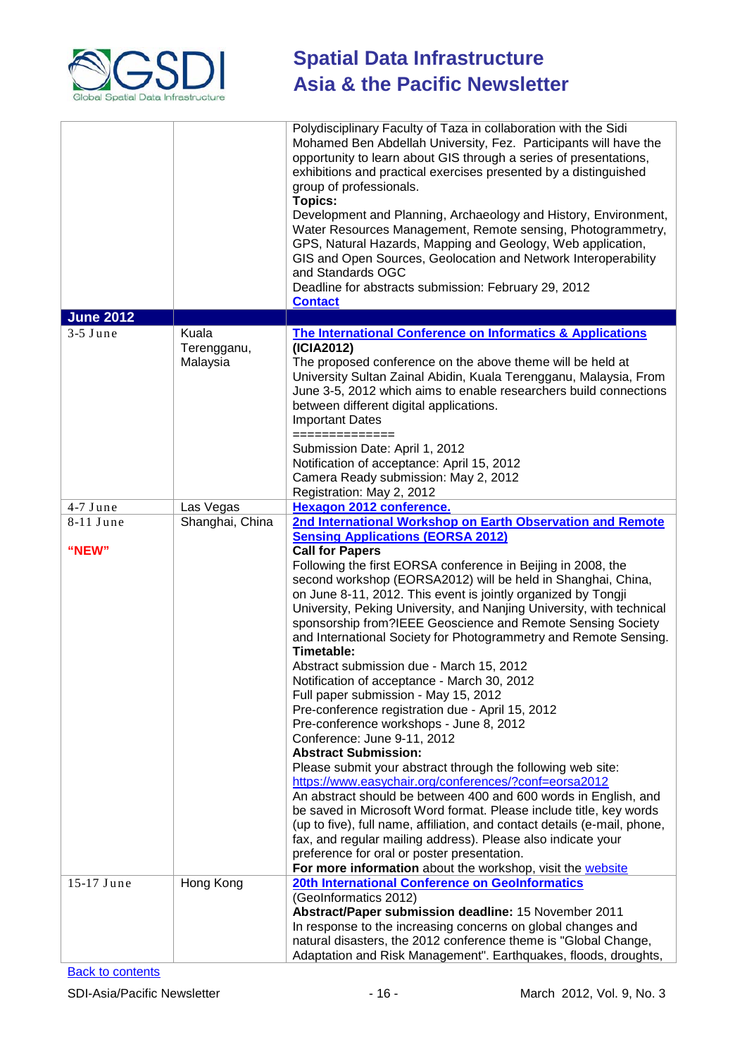| | | |
|---|---|---|
| | | Polydisciplinary Faculty of Taza in collaboration with the Sidi Mohamed Ben Abdellah University, Fez. Participants will have the opportunity to learn about GIS through a series of presentations, exhibitions and practical exercises presented by a distinguished group of professionals.<br>**Topics:**<br>Development and Planning, Archaeology and History, Environment, Water Resources Management, Remote sensing, Photogrammetry, GPS, Natural Hazards, Mapping and Geology, Web application, GIS and Open Sources, Geolocation and Network Interoperability and Standards OGC<br>Deadline for abstracts submission: February 29, 2012<br>**Contact** |
| **June 2012** | | |
| 3-5 June | Kuala Terengganu, Malaysia | **The International Conference on Informatics & Applications (ICIA2012)**<br>The proposed conference on the above theme will be held at University Sultan Zainal Abidin, Kuala Terengganu, Malaysia, From June 3-5, 2012 which aims to enable researchers build connections between different digital applications.<br>Important Dates<br>==============<br>Submission Date: April 1, 2012<br>Notification of acceptance: April 15, 2012<br>Camera Ready submission: May 2, 2012<br>Registration: May 2, 2012 |
| 4-7 June | Las Vegas | **Hexagon 2012 conference.** |
| 8-11 June<br><br>**"NEW"** | Shanghai, China | **2nd International Workshop on Earth Observation and Remote Sensing Applications (EORSA 2012)**<br>**Call for Papers**<br>Following the first EORSA conference in Beijing in 2008, the second workshop (EORSA2012) will be held in Shanghai, China, on June 8-11, 2012. This event is jointly organized by Tongji University, Peking University, and Nanjing University, with technical sponsorship from?IEEE Geoscience and Remote Sensing Society and International Society for Photogrammetry and Remote Sensing.<br>**Timetable:**<br>Abstract submission due - March 15, 2012<br>Notification of acceptance - March 30, 2012<br>Full paper submission - May 15, 2012<br>Pre-conference registration due - April 15, 2012<br>Pre-conference workshops - June 8, 2012<br>Conference: June 9-11, 2012<br>**Abstract Submission:**<br>Please submit your abstract through the following web site:<br>https://www.easychair.org/conferences/?conf=eorsa2012<br>An abstract should be between 400 and 600 words in English, and be saved in Microsoft Word format. Please include title, key words (up to five), full name, affiliation, and contact details (e-mail, phone, fax, and regular mailing address). Please also indicate your preference for oral or poster presentation.<br>**For more information** about the workshop, visit the website |
| 15-17 June | Hong Kong | **20th International Conference on GeoInformatics**<br>(GeoInformatics 2012)<br>**Abstract/Paper submission deadline:** 15 November 2011<br>In response to the increasing concerns on global changes and natural disasters, the 2012 conference theme is "Global Change, Adaptation and Risk Management". Earthquakes, floods, droughts, |

Back to contents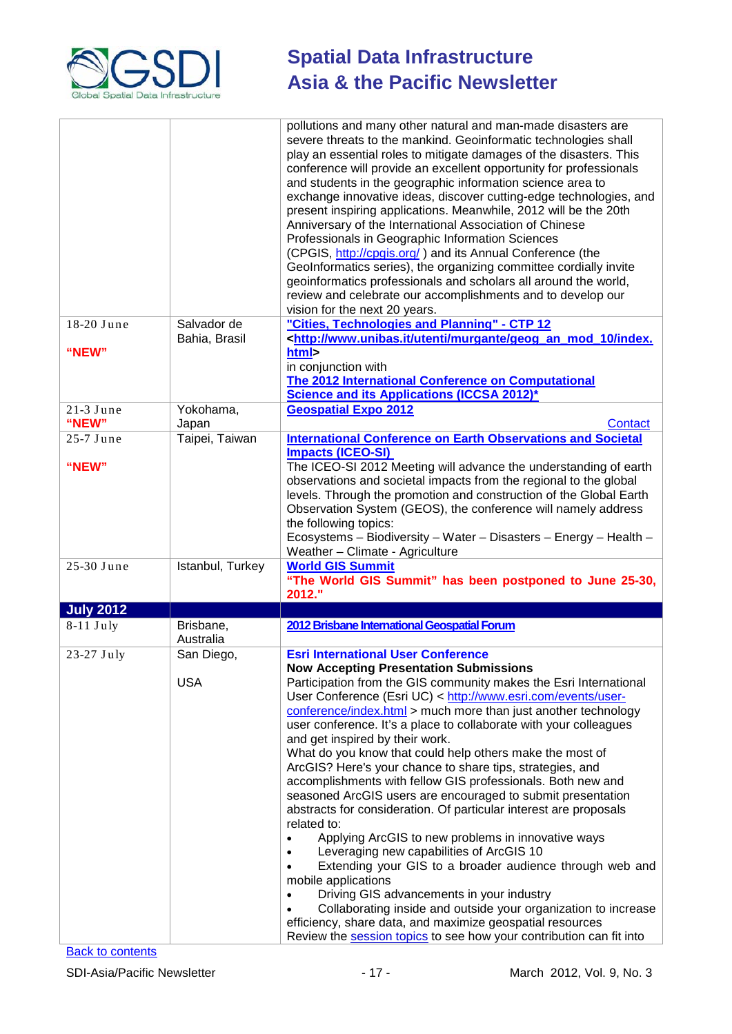| | | |
|---|---|---|
| | | pollutions and many other natural and man-made disasters are severe threats to the mankind. Geoinformatic technologies shall play an essential roles to mitigate damages of the disasters. This conference will provide an excellent opportunity for professionals and students in the geographic information science area to exchange innovative ideas, discover cutting-edge technologies, and present inspiring applications. Meanwhile, 2012 will be the 20th Anniversary of the International Association of Chinese Professionals in Geographic Information Sciences (CPGIS, http://cpgis.org/ ) and its Annual Conference (the GeoInformatics series), the organizing committee cordially invite geoinformatics professionals and scholars all around the world, review and celebrate our accomplishments and to develop our vision for the next 20 years. |
| 18-20 June<br><br>**"NEW"** | Salvador de Bahia, Brasil | **"Cities, Technologies and Planning" - CTP 12**<br>**<http://www.unibas.it/utenti/murgante/geog_an_mod_10/index.html>**<br>in conjunction with<br>**The 2012 International Conference on Computational Science and its Applications (ICCSA 2012)*** |
| 21-3 June<br>**"NEW"** | Yokohama, Japan | **Geospatial Expo 2012**<br>Contact |
| 25-7 June<br><br>**"NEW"** | Taipei, Taiwan | **International Conference on Earth Observations and Societal Impacts (ICEO-SI)**<br>The ICEO-SI 2012 Meeting will advance the understanding of earth observations and societal impacts from the regional to the global levels. Through the promotion and construction of the Global Earth Observation System (GEOS), the conference will namely address the following topics:<br>Ecosystems – Biodiversity – Water – Disasters – Energy – Health – Weather – Climate - Agriculture |
| 25-30 June | Istanbul, Turkey | **World GIS Summit**<br>**"The World GIS Summit" has been postponed to June 25-30, 2012."** |
| **July 2012** | | |
| 8-11 July | Brisbane, Australia | **2012 Brisbane International Geospatial Forum** |
| 23-27 July | San Diego,<br><br>USA | **Esri International User Conference**<br>**Now Accepting Presentation Submissions**<br>Participation from the GIS community makes the Esri International User Conference (Esri UC) < http://www.esri.com/events/user-conference/index.html > much more than just another technology user conference. It's a place to collaborate with your colleagues and get inspired by their work.<br>What do you know that could help others make the most of ArcGIS? Here's your chance to share tips, strategies, and accomplishments with fellow GIS professionals. Both new and seasoned ArcGIS users are encouraged to submit presentation abstracts for consideration. Of particular interest are proposals related to:<br>• Applying ArcGIS to new problems in innovative ways<br>• Leveraging new capabilities of ArcGIS 10<br>• Extending your GIS to a broader audience through web and mobile applications<br>• Driving GIS advancements in your industry<br>• Collaborating inside and outside your organization to increase efficiency, share data, and maximize geospatial resources<br>Review the session topics to see how your contribution can fit into |

Back to contents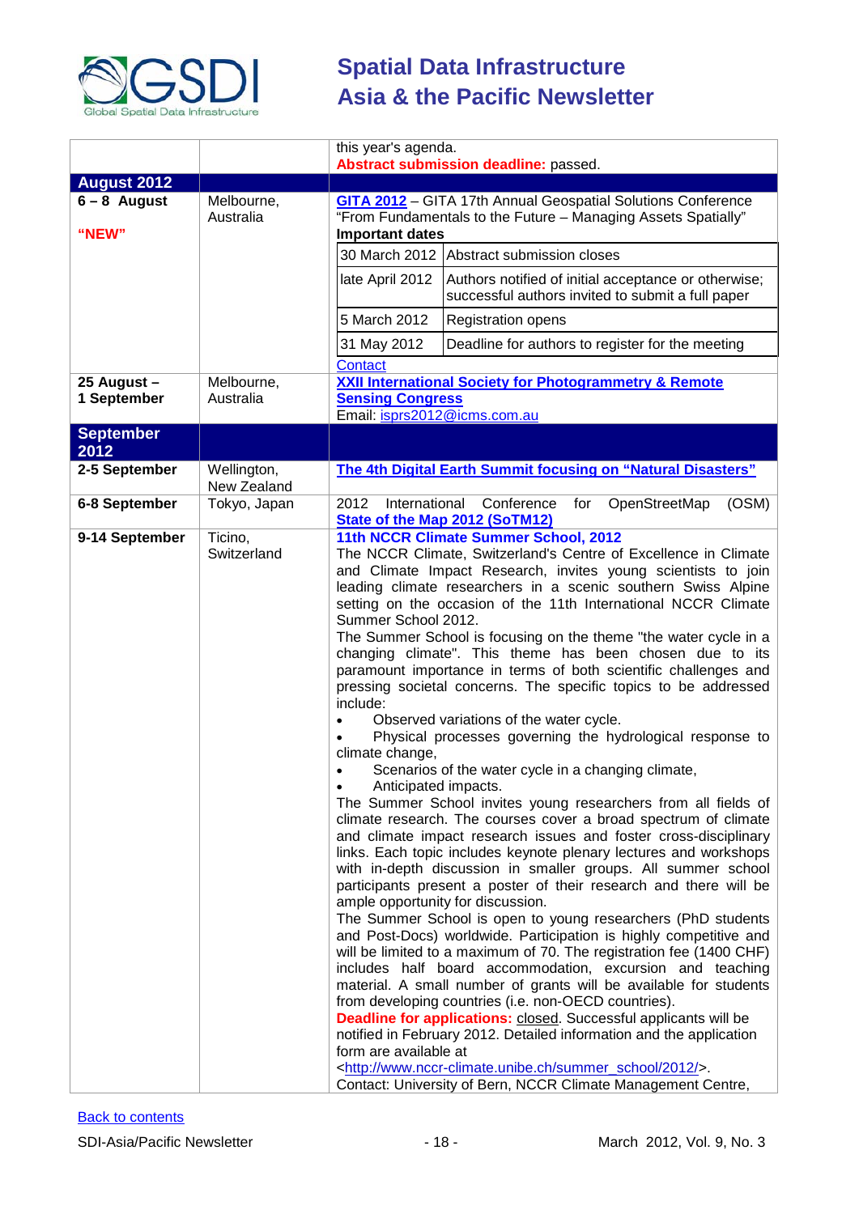| | | |
|---|---|---|
| | | this year's agenda.<br>**Abstract submission deadline:** passed. |
| **August 2012** | | |
| **6 – 8 August**<br><br>**"NEW"** | Melbourne, Australia | **GITA 2012** – GITA 17th Annual Geospatial Solutions Conference<br>"From Fundamentals to the Future – Managing Assets Spatially"<br>**Important dates**<br>30 March 2012 – Abstract submission closes<br>late April 2012 – Authors notified of initial acceptance or otherwise; successful authors invited to submit a full paper<br>5 March 2012 – Registration opens<br>31 May 2012 – Deadline for authors to register for the meeting<br>Contact |
| **25 August – 1 September** | Melbourne, Australia | **XXII International Society for Photogrammetry & Remote Sensing Congress**<br>Email: isprs2012@icms.com.au |
| **September 2012** | | |
| **2-5 September** | Wellington, New Zealand | **The 4th Digital Earth Summit focusing on "Natural Disasters"** |
| **6-8 September** | Tokyo, Japan | 2012 International Conference for OpenStreetMap (OSM)<br>**State of the Map 2012 (SoTM12)** |
| **9-14 September** | Ticino, Switzerland | **11th NCCR Climate Summer School, 2012**<br>The NCCR Climate, Switzerland's Centre of Excellence in Climate and Climate Impact Research, invites young scientists to join leading climate researchers in a scenic southern Swiss Alpine setting on the occasion of the 11th International NCCR Climate Summer School 2012.<br>The Summer School is focusing on the theme "the water cycle in a changing climate". This theme has been chosen due to its paramount importance in terms of both scientific challenges and pressing societal concerns. The specific topics to be addressed include:<br>• Observed variations of the water cycle.<br>• Physical processes governing the hydrological response to climate change,<br>• Scenarios of the water cycle in a changing climate,<br>• Anticipated impacts.<br>The Summer School invites young researchers from all fields of climate research. The courses cover a broad spectrum of climate and climate impact research issues and foster cross-disciplinary links. Each topic includes keynote plenary lectures and workshops with in-depth discussion in smaller groups. All summer school participants present a poster of their research and there will be ample opportunity for discussion.<br>The Summer School is open to young researchers (PhD students and Post-Docs) worldwide. Participation is highly competitive and will be limited to a maximum of 70. The registration fee (1400 CHF) includes half board accommodation, excursion and teaching material. A small number of grants will be available for students from developing countries (i.e. non-OECD countries).<br>**Deadline for applications:** closed. Successful applicants will be notified in February 2012. Detailed information and the application form are available at<br><http://www.nccr-climate.unibe.ch/summer_school/2012/>.<br>Contact: University of Bern, NCCR Climate Management Centre, |

Back to contents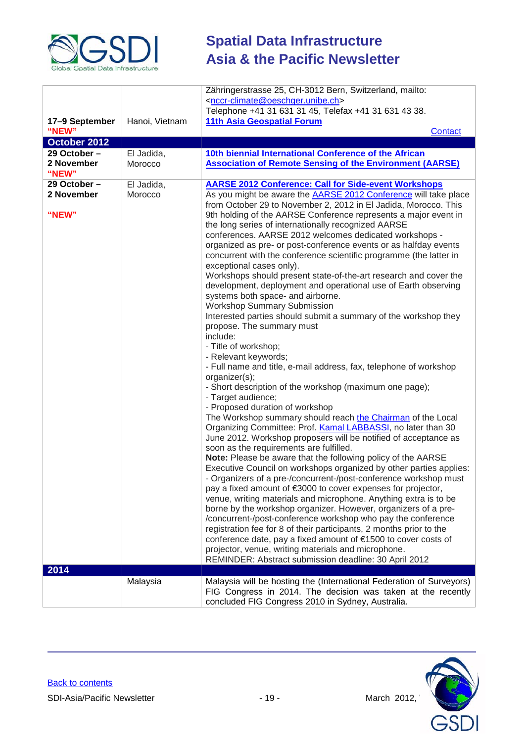| | | |
|---|---|---|
| | | Zähringerstrasse 25, CH-3012 Bern, Switzerland, mailto: <nccr-climate@oeschger.unibe.ch> Telephone +41 31 631 31 45, Telefax +41 31 631 43 38. |
| **17–9 September** **"NEW"** | Hanoi, Vietnam | **11th Asia Geospatial Forum** Contact |
| **October 2012** | | |
| **29 October – 2 November** **"NEW"** | El Jadida, Morocco | **10th biennial International Conference of the African Association of Remote Sensing of the Environment (AARSE)** |
| **29 October – 2 November** **"NEW"** | El Jadida, Morocco | **AARSE 2012 Conference: Call for Side-event Workshops** As you might be aware the AARSE 2012 Conference will take place from October 29 to November 2, 2012 in El Jadida, Morocco. This 9th holding of the AARSE Conference represents a major event in the long series of internationally recognized AARSE conferences. AARSE 2012 welcomes dedicated workshops - organized as pre- or post-conference events or as halfday events concurrent with the conference scientific programme (the latter in exceptional cases only). Workshops should present state-of-the-art research and cover the development, deployment and operational use of Earth observing systems both space- and airborne. Workshop Summary Submission Interested parties should submit a summary of the workshop they propose. The summary must include: - Title of workshop; - Relevant keywords; - Full name and title, e-mail address, fax, telephone of workshop organizer(s); - Short description of the workshop (maximum one page); - Target audience; - Proposed duration of workshop The Workshop summary should reach the Chairman of the Local Organizing Committee: Prof. Kamal LABBASSI, no later than 30 June 2012. Workshop proposers will be notified of acceptance as soon as the requirements are fulfilled. **Note:** Please be aware that the following policy of the AARSE Executive Council on workshops organized by other parties applies: - Organizers of a pre-/concurrent-/post-conference workshop must pay a fixed amount of €3000 to cover expenses for projector, venue, writing materials and microphone. Anything extra is to be borne by the workshop organizer. However, organizers of a pre-/concurrent-/post-conference workshop who pay the conference registration fee for 8 of their participants, 2 months prior to the conference date, pay a fixed amount of €1500 to cover costs of projector, venue, writing materials and microphone. REMINDER: Abstract submission deadline: 30 April 2012 |
| **2014** | | |
| | Malaysia | Malaysia will be hosting the (International Federation of Surveyors) FIG Congress in 2014. The decision was taken at the recently concluded FIG Congress 2010 in Sydney, Australia. |

Back to contents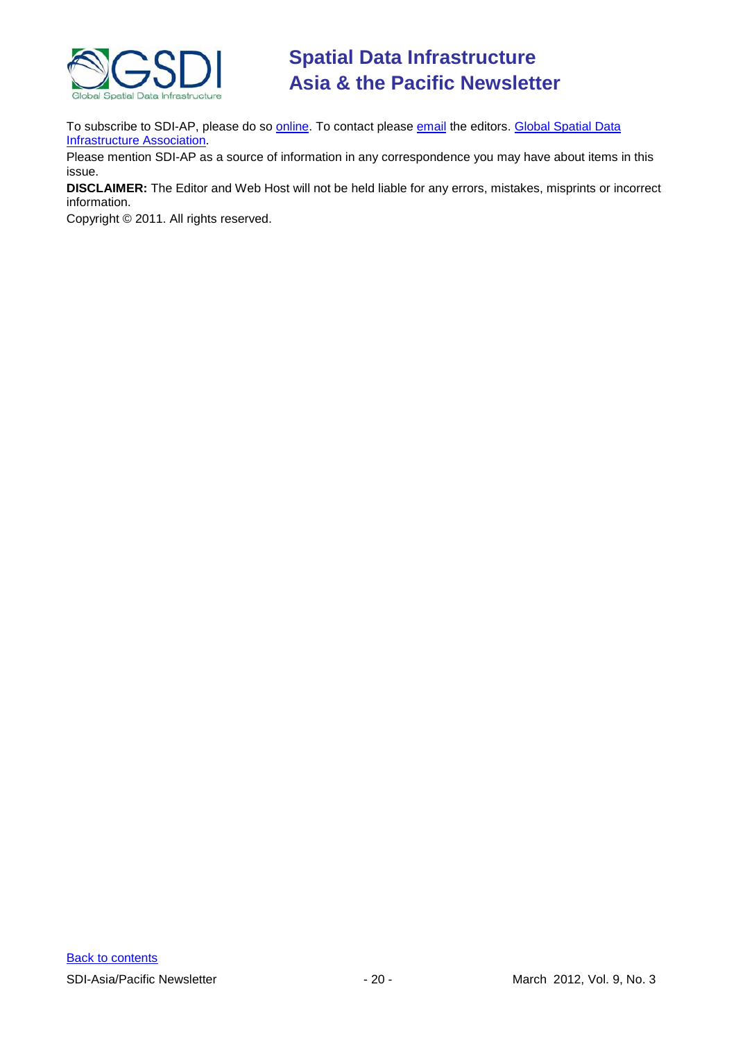To subscribe to SDI-AP, please do so online. To contact please email the editors. Global Spatial Data Infrastructure Association.

Please mention SDI-AP as a source of information in any correspondence you may have about items in this issue.

**DISCLAIMER:** The Editor and Web Host will not be held liable for any errors, mistakes, misprints or incorrect information.

Copyright © 2011. All rights reserved.

Back to contents